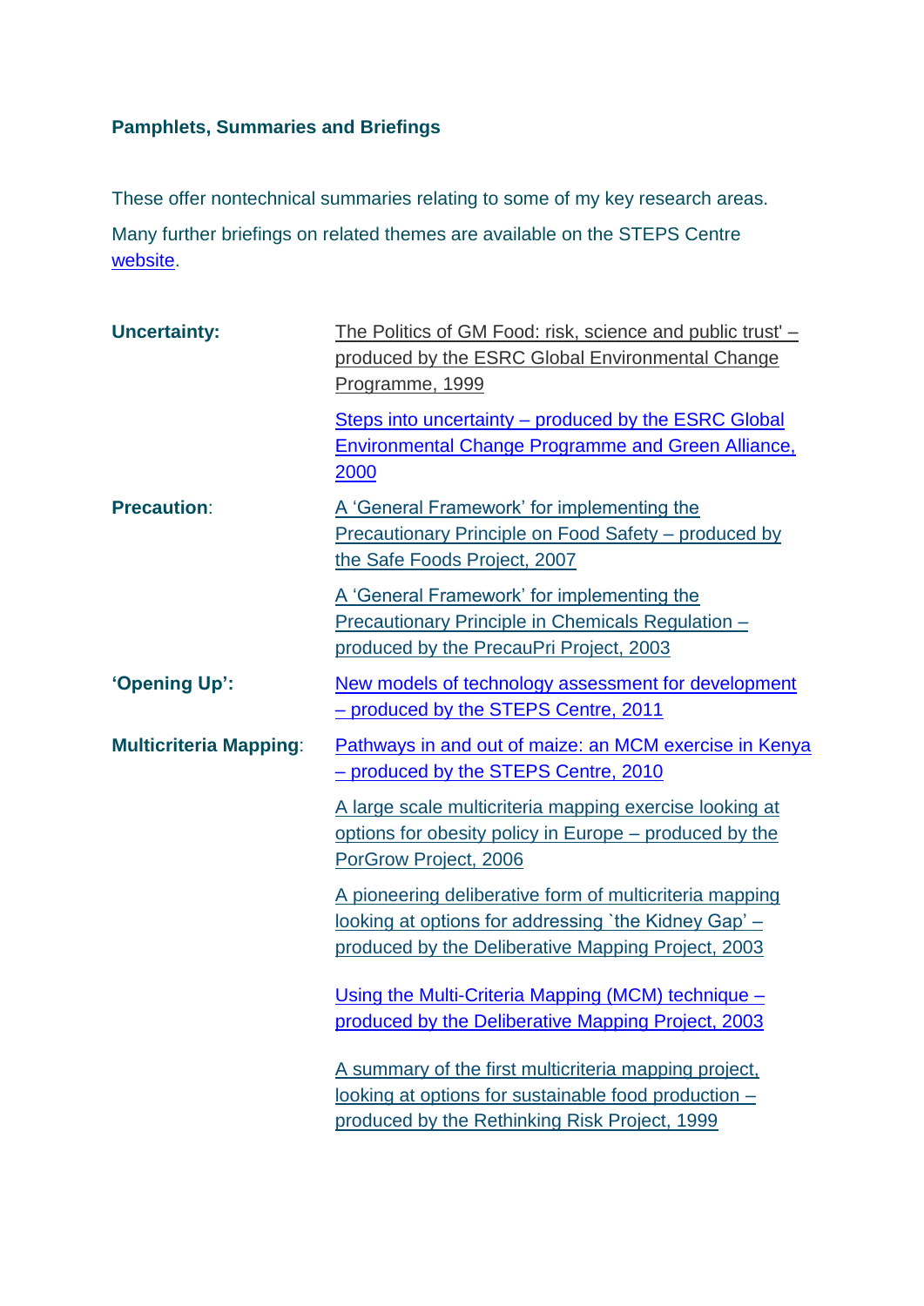## Pamphlets, Summaries and Briefings

These offer nontechnical summaries relating to some of my key research areas.

Many further briefings on related themes are available on the STEPS Centre website.

**Uncertainty:**

- The Politics of GM Food: risk, science and public trust' – produced by the ESRC Global Environmental Change Programme, 1999
- Steps into uncertainty – produced by the ESRC Global Environmental Change Programme and Green Alliance, 2000

**Precaution:**

- A 'General Framework' for implementing the Precautionary Principle on Food Safety – produced by the Safe Foods Project, 2007
- A 'General Framework' for implementing the Precautionary Principle in Chemicals Regulation – produced by the PrecauPri Project, 2003

**'Opening Up':**

- New models of technology assessment for development – produced by the STEPS Centre, 2011

**Multicriteria Mapping:**

- Pathways in and out of maize: an MCM exercise in Kenya – produced by the STEPS Centre, 2010
- A large scale multicriteria mapping exercise looking at options for obesity policy in Europe – produced by the PorGrow Project, 2006
- A pioneering deliberative form of multicriteria mapping looking at options for addressing `the Kidney Gap' – produced by the Deliberative Mapping Project, 2003
- Using the Multi-Criteria Mapping (MCM) technique – produced by the Deliberative Mapping Project, 2003
- A summary of the first multicriteria mapping project, looking at options for sustainable food production – produced by the Rethinking Risk Project, 1999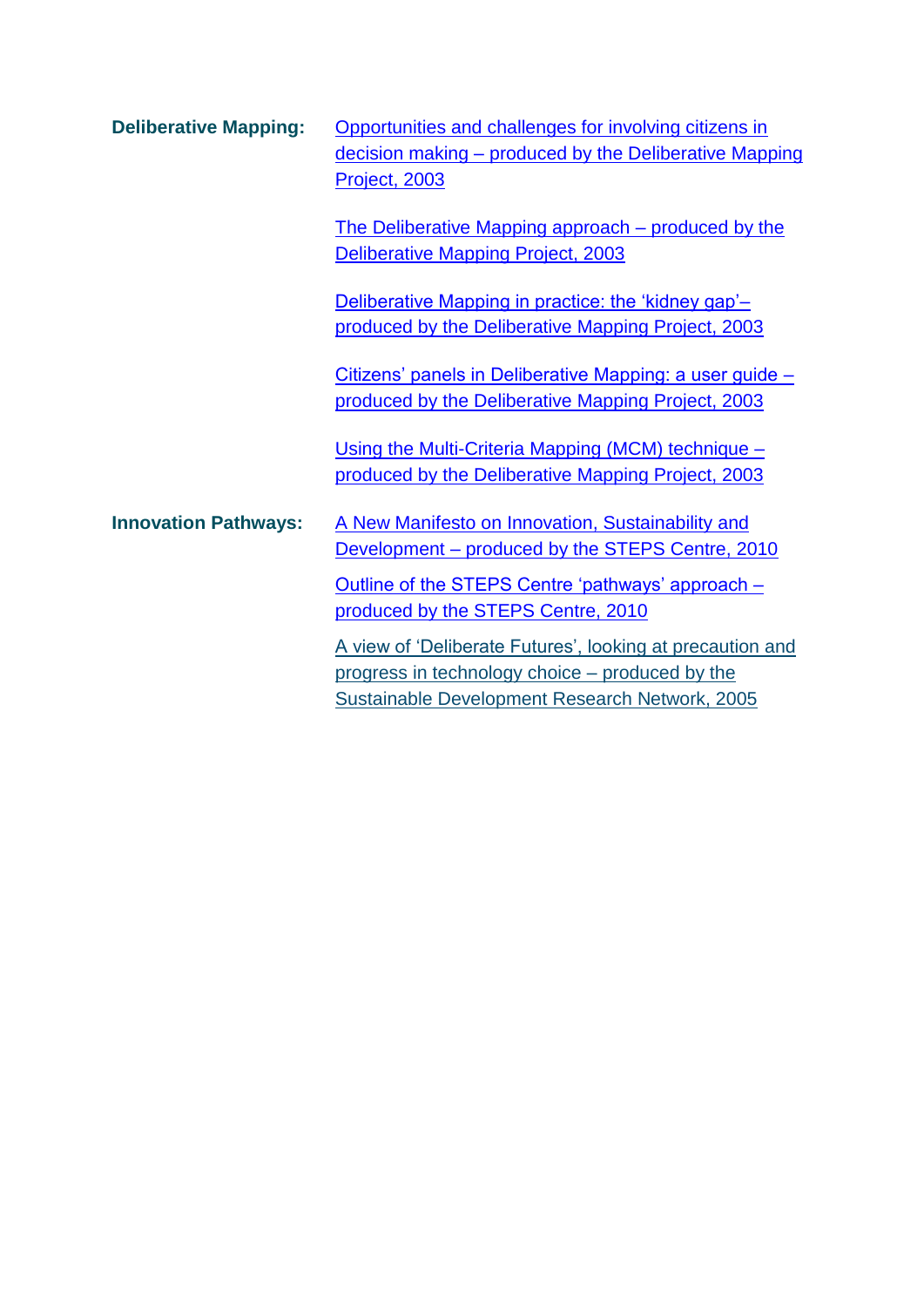**Deliberative Mapping:**

Opportunities and challenges for involving citizens in decision making – produced by the Deliberative Mapping Project, 2003

The Deliberative Mapping approach – produced by the Deliberative Mapping Project, 2003

Deliberative Mapping in practice: the 'kidney gap'– produced by the Deliberative Mapping Project, 2003

Citizens' panels in Deliberative Mapping: a user guide – produced by the Deliberative Mapping Project, 2003

Using the Multi-Criteria Mapping (MCM) technique – produced by the Deliberative Mapping Project, 2003

**Innovation Pathways:**

A New Manifesto on Innovation, Sustainability and Development – produced by the STEPS Centre, 2010

Outline of the STEPS Centre 'pathways' approach – produced by the STEPS Centre, 2010

A view of 'Deliberate Futures', looking at precaution and progress in technology choice – produced by the Sustainable Development Research Network, 2005